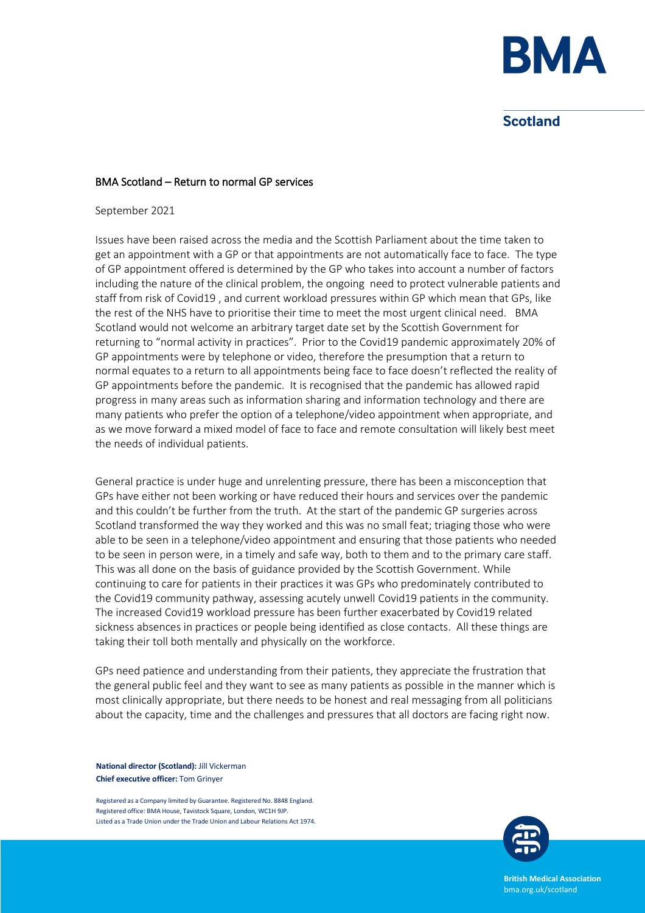**BMA Scotland**

## BMA Scotland – Return to normal GP services

September 2021

Issues have been raised across the media and the Scottish Parliament about the time taken to get an appointment with a GP or that appointments are not automatically face to face. The type of GP appointment offered is determined by the GP who takes into account a number of factors including the nature of the clinical problem, the ongoing need to protect vulnerable patients and staff from risk of Covid19 , and current workload pressures within GP which mean that GPs, like the rest of the NHS have to prioritise their time to meet the most urgent clinical need. BMA Scotland would not welcome an arbitrary target date set by the Scottish Government for returning to "normal activity in practices". Prior to the Covid19 pandemic approximately 20% of GP appointments were by telephone or video, therefore the presumption that a return to normal equates to a return to all appointments being face to face doesn't reflected the reality of GP appointments before the pandemic. It is recognised that the pandemic has allowed rapid progress in many areas such as information sharing and information technology and there are many patients who prefer the option of a telephone/video appointment when appropriate, and as we move forward a mixed model of face to face and remote consultation will likely best meet the needs of individual patients.

General practice is under huge and unrelenting pressure, there has been a misconception that GPs have either not been working or have reduced their hours and services over the pandemic and this couldn't be further from the truth. At the start of the pandemic GP surgeries across Scotland transformed the way they worked and this was no small feat; triaging those who were able to be seen in a telephone/video appointment and ensuring that those patients who needed to be seen in person were, in a timely and safe way, both to them and to the primary care staff. This was all done on the basis of guidance provided by the Scottish Government. While continuing to care for patients in their practices it was GPs who predominately contributed to the Covid19 community pathway, assessing acutely unwell Covid19 patients in the community. The increased Covid19 workload pressure has been further exacerbated by Covid19 related sickness absences in practices or people being identified as close contacts. All these things are taking their toll both mentally and physically on the workforce.

GPs need patience and understanding from their patients, they appreciate the frustration that the general public feel and they want to see as many patients as possible in the manner which is most clinically appropriate, but there needs to be honest and real messaging from all politicians about the capacity, time and the challenges and pressures that all doctors are facing right now.

**National director (Scotland):** Jill Vickerman
**Chief executive officer:** Tom Grinyer

Registered as a Company limited by Guarantee. Registered No. 8848 England.
Registered office: BMA House, Tavistock Square, London, WC1H 9JP.
Listed as a Trade Union under the Trade Union and Labour Relations Act 1974.

**British Medical Association**
bma.org.uk/scotland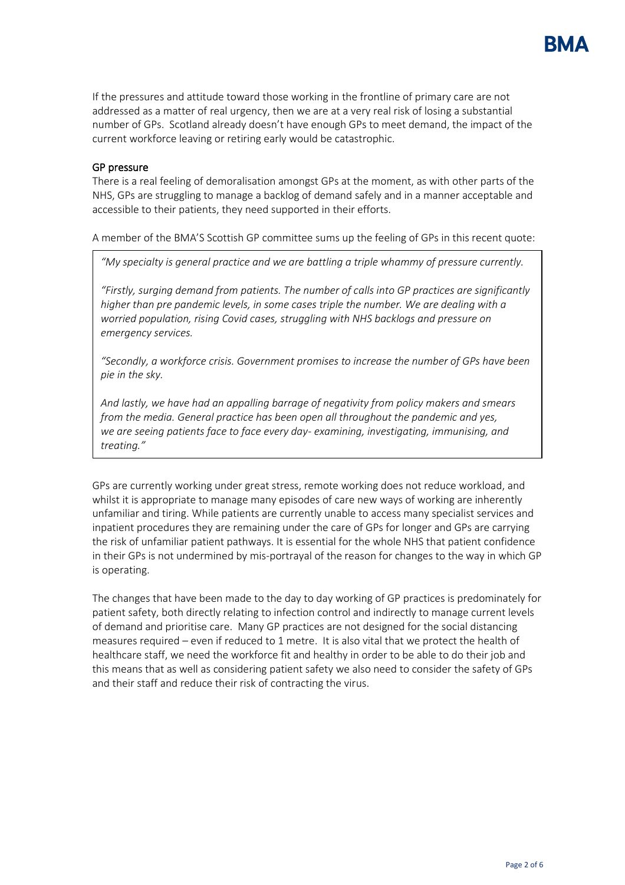If the pressures and attitude toward those working in the frontline of primary care are not addressed as a matter of real urgency, then we are at a very real risk of losing a substantial number of GPs. Scotland already doesn't have enough GPs to meet demand, the impact of the current workforce leaving or retiring early would be catastrophic.

## GP pressure

There is a real feeling of demoralisation amongst GPs at the moment, as with other parts of the NHS, GPs are struggling to manage a backlog of demand safely and in a manner acceptable and accessible to their patients, they need supported in their efforts.

A member of the BMA'S Scottish GP committee sums up the feeling of GPs in this recent quote:

> *"My specialty is general practice and we are battling a triple whammy of pressure currently.*
>
> *"Firstly, surging demand from patients. The number of calls into GP practices are significantly higher than pre pandemic levels, in some cases triple the number. We are dealing with a worried population, rising Covid cases, struggling with NHS backlogs and pressure on emergency services.*
>
> *"Secondly, a workforce crisis. Government promises to increase the number of GPs have been pie in the sky.*
>
> *And lastly, we have had an appalling barrage of negativity from policy makers and smears from the media. General practice has been open all throughout the pandemic and yes, we are seeing patients face to face every day- examining, investigating, immunising, and treating."*

GPs are currently working under great stress, remote working does not reduce workload, and whilst it is appropriate to manage many episodes of care new ways of working are inherently unfamiliar and tiring. While patients are currently unable to access many specialist services and inpatient procedures they are remaining under the care of GPs for longer and GPs are carrying the risk of unfamiliar patient pathways. It is essential for the whole NHS that patient confidence in their GPs is not undermined by mis-portrayal of the reason for changes to the way in which GP is operating.

The changes that have been made to the day to day working of GP practices is predominately for patient safety, both directly relating to infection control and indirectly to manage current levels of demand and prioritise care. Many GP practices are not designed for the social distancing measures required – even if reduced to 1 metre. It is also vital that we protect the health of healthcare staff, we need the workforce fit and healthy in order to be able to do their job and this means that as well as considering patient safety we also need to consider the safety of GPs and their staff and reduce their risk of contracting the virus.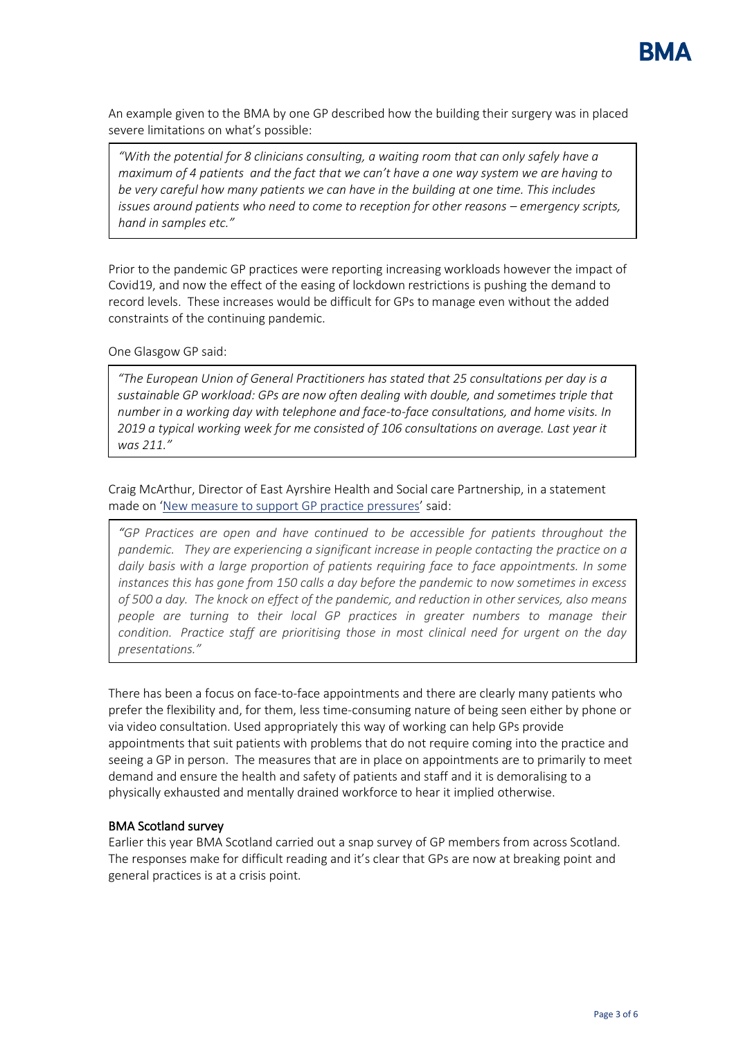An example given to the BMA by one GP described how the building their surgery was in placed severe limitations on what's possible:

> *"With the potential for 8 clinicians consulting, a waiting room that can only safely have a maximum of 4 patients and the fact that we can't have a one way system we are having to be very careful how many patients we can have in the building at one time. This includes issues around patients who need to come to reception for other reasons – emergency scripts, hand in samples etc."*

Prior to the pandemic GP practices were reporting increasing workloads however the impact of Covid19, and now the effect of the easing of lockdown restrictions is pushing the demand to record levels. These increases would be difficult for GPs to manage even without the added constraints of the continuing pandemic.

One Glasgow GP said:

> *"The European Union of General Practitioners has stated that 25 consultations per day is a sustainable GP workload: GPs are now often dealing with double, and sometimes triple that number in a working day with telephone and face-to-face consultations, and home visits. In 2019 a typical working week for me consisted of 106 consultations on average. Last year it was 211."*

Craig McArthur, Director of East Ayrshire Health and Social care Partnership, in a statement made on '[New measure to support GP practice pressures]' said:

> *"GP Practices are open and have continued to be accessible for patients throughout the pandemic. They are experiencing a significant increase in people contacting the practice on a daily basis with a large proportion of patients requiring face to face appointments. In some instances this has gone from 150 calls a day before the pandemic to now sometimes in excess of 500 a day. The knock on effect of the pandemic, and reduction in other services, also means people are turning to their local GP practices in greater numbers to manage their condition. Practice staff are prioritising those in most clinical need for urgent on the day presentations."*

There has been a focus on face-to-face appointments and there are clearly many patients who prefer the flexibility and, for them, less time-consuming nature of being seen either by phone or via video consultation. Used appropriately this way of working can help GPs provide appointments that suit patients with problems that do not require coming into the practice and seeing a GP in person. The measures that are in place on appointments are to primarily to meet demand and ensure the health and safety of patients and staff and it is demoralising to a physically exhausted and mentally drained workforce to hear it implied otherwise.

## BMA Scotland survey

Earlier this year BMA Scotland carried out a snap survey of GP members from across Scotland. The responses make for difficult reading and it's clear that GPs are now at breaking point and general practices is at a crisis point.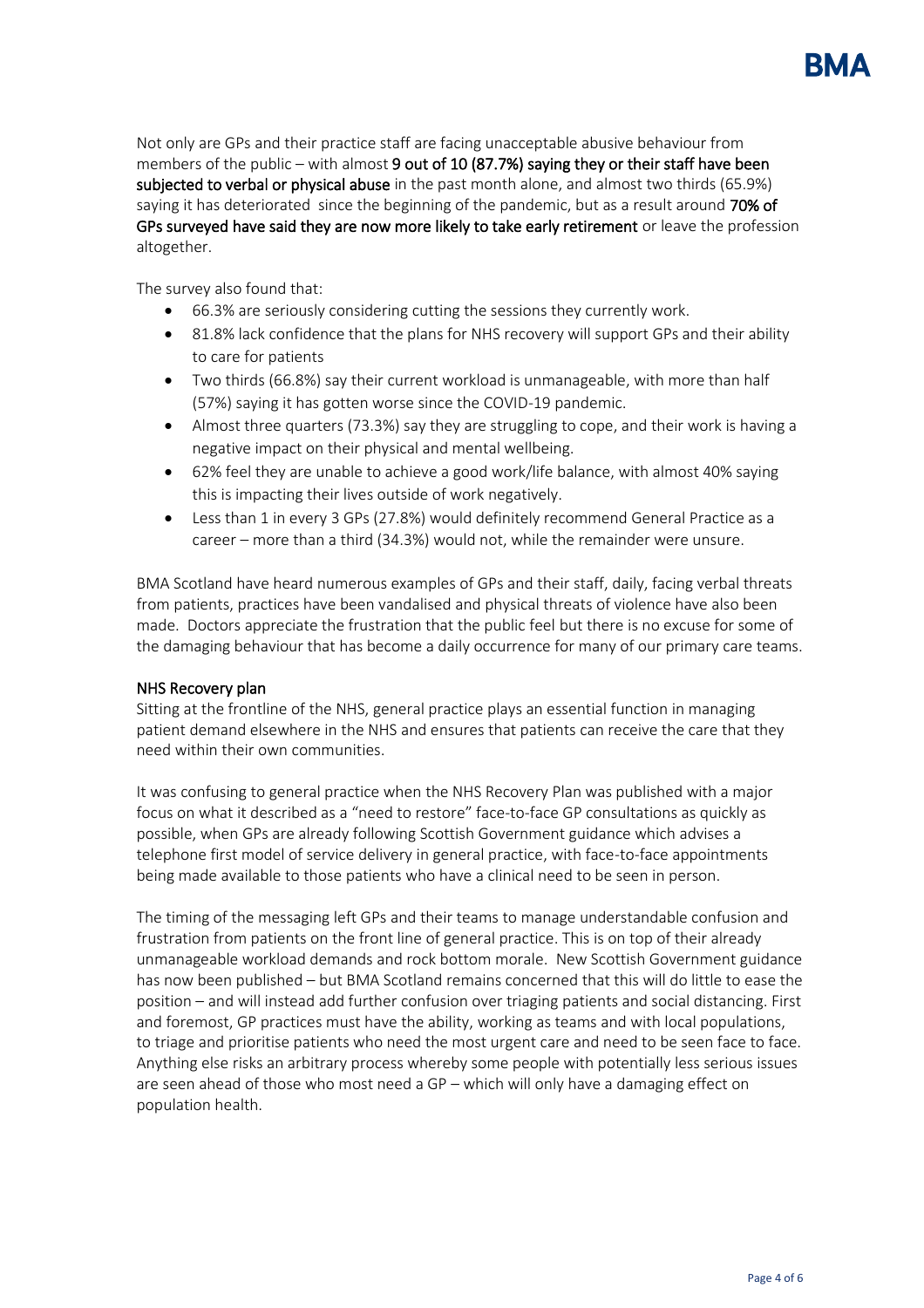Not only are GPs and their practice staff are facing unacceptable abusive behaviour from members of the public – with almost **9 out of 10 (87.7%) saying they or their staff have been subjected to verbal or physical abuse** in the past month alone, and almost two thirds (65.9%) saying it has deteriorated since the beginning of the pandemic, but as a result around **70% of GPs surveyed have said they are now more likely to take early retirement** or leave the profession altogether.

The survey also found that:

- 66.3% are seriously considering cutting the sessions they currently work.
- 81.8% lack confidence that the plans for NHS recovery will support GPs and their ability to care for patients
- Two thirds (66.8%) say their current workload is unmanageable, with more than half (57%) saying it has gotten worse since the COVID-19 pandemic.
- Almost three quarters (73.3%) say they are struggling to cope, and their work is having a negative impact on their physical and mental wellbeing.
- 62% feel they are unable to achieve a good work/life balance, with almost 40% saying this is impacting their lives outside of work negatively.
- Less than 1 in every 3 GPs (27.8%) would definitely recommend General Practice as a career – more than a third (34.3%) would not, while the remainder were unsure.

BMA Scotland have heard numerous examples of GPs and their staff, daily, facing verbal threats from patients, practices have been vandalised and physical threats of violence have also been made. Doctors appreciate the frustration that the public feel but there is no excuse for some of the damaging behaviour that has become a daily occurrence for many of our primary care teams.

## NHS Recovery plan

Sitting at the frontline of the NHS, general practice plays an essential function in managing patient demand elsewhere in the NHS and ensures that patients can receive the care that they need within their own communities.

It was confusing to general practice when the NHS Recovery Plan was published with a major focus on what it described as a "need to restore" face-to-face GP consultations as quickly as possible, when GPs are already following Scottish Government guidance which advises a telephone first model of service delivery in general practice, with face-to-face appointments being made available to those patients who have a clinical need to be seen in person.

The timing of the messaging left GPs and their teams to manage understandable confusion and frustration from patients on the front line of general practice. This is on top of their already unmanageable workload demands and rock bottom morale. New Scottish Government guidance has now been published – but BMA Scotland remains concerned that this will do little to ease the position – and will instead add further confusion over triaging patients and social distancing. First and foremost, GP practices must have the ability, working as teams and with local populations, to triage and prioritise patients who need the most urgent care and need to be seen face to face. Anything else risks an arbitrary process whereby some people with potentially less serious issues are seen ahead of those who most need a GP – which will only have a damaging effect on population health.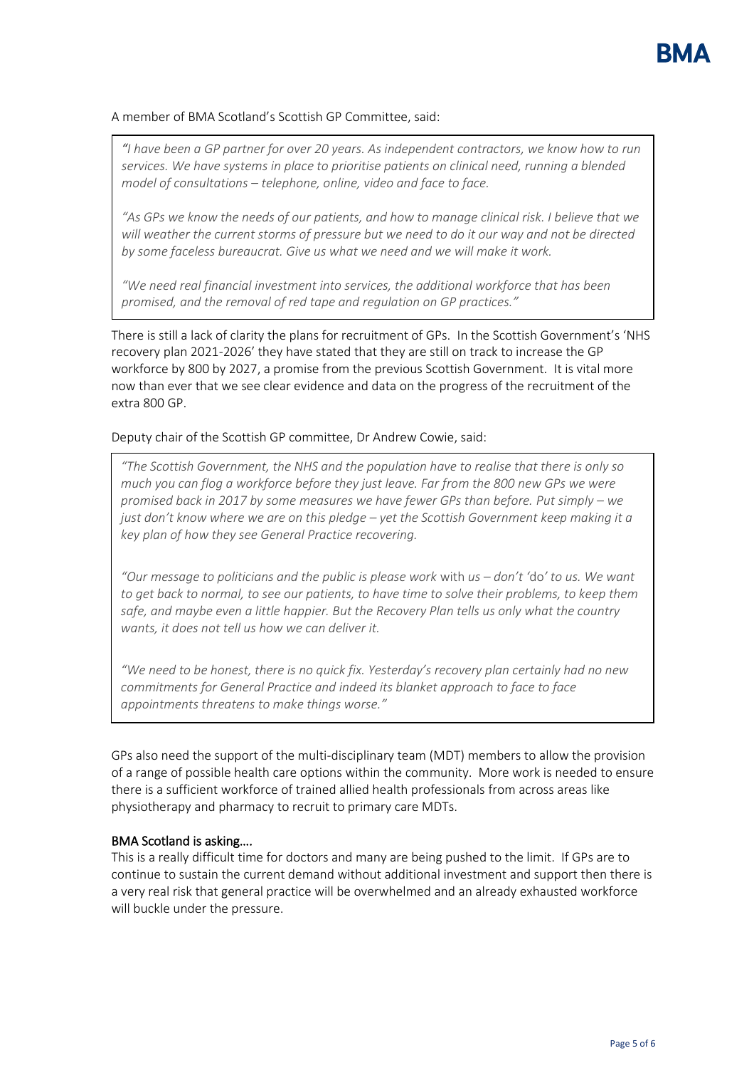A member of BMA Scotland's Scottish GP Committee, said:

> *"I have been a GP partner for over 20 years. As independent contractors, we know how to run services. We have systems in place to prioritise patients on clinical need, running a blended model of consultations – telephone, online, video and face to face.*
>
> *"As GPs we know the needs of our patients, and how to manage clinical risk. I believe that we will weather the current storms of pressure but we need to do it our way and not be directed by some faceless bureaucrat. Give us what we need and we will make it work.*
>
> *"We need real financial investment into services, the additional workforce that has been promised, and the removal of red tape and regulation on GP practices."*

There is still a lack of clarity the plans for recruitment of GPs. In the Scottish Government's 'NHS recovery plan 2021-2026' they have stated that they are still on track to increase the GP workforce by 800 by 2027, a promise from the previous Scottish Government. It is vital more now than ever that we see clear evidence and data on the progress of the recruitment of the extra 800 GP.

Deputy chair of the Scottish GP committee, Dr Andrew Cowie, said:

> *"The Scottish Government, the NHS and the population have to realise that there is only so much you can flog a workforce before they just leave. Far from the 800 new GPs we were promised back in 2017 by some measures we have fewer GPs than before. Put simply – we just don't know where we are on this pledge – yet the Scottish Government keep making it a key plan of how they see General Practice recovering.*
>
> *"Our message to politicians and the public is please work* with *us – don't '*do*' to us. We want to get back to normal, to see our patients, to have time to solve their problems, to keep them safe, and maybe even a little happier. But the Recovery Plan tells us only what the country wants, it does not tell us how we can deliver it.*
>
> *"We need to be honest, there is no quick fix. Yesterday's recovery plan certainly had no new commitments for General Practice and indeed its blanket approach to face to face appointments threatens to make things worse."*

GPs also need the support of the multi-disciplinary team (MDT) members to allow the provision of a range of possible health care options within the community. More work is needed to ensure there is a sufficient workforce of trained allied health professionals from across areas like physiotherapy and pharmacy to recruit to primary care MDTs.

## BMA Scotland is asking….

This is a really difficult time for doctors and many are being pushed to the limit. If GPs are to continue to sustain the current demand without additional investment and support then there is a very real risk that general practice will be overwhelmed and an already exhausted workforce will buckle under the pressure.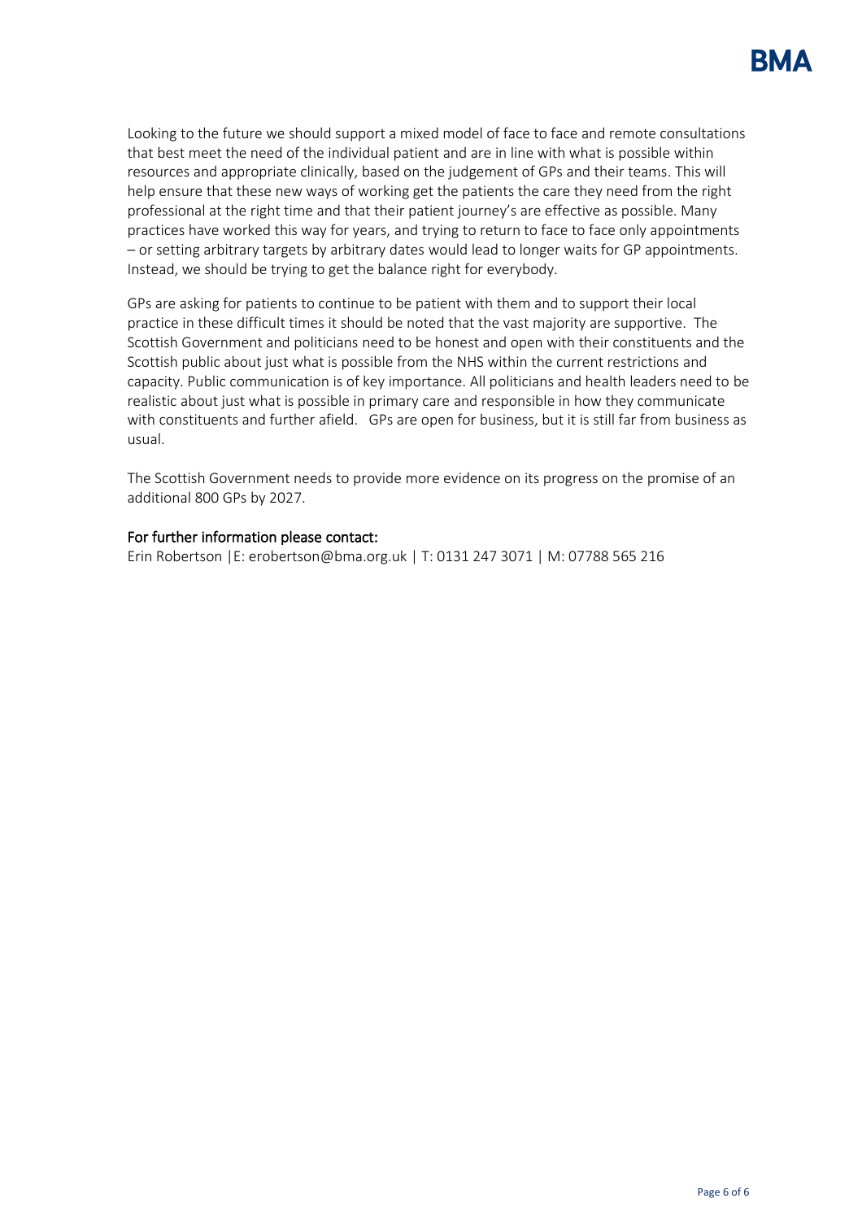Looking to the future we should support a mixed model of face to face and remote consultations that best meet the need of the individual patient and are in line with what is possible within resources and appropriate clinically, based on the judgement of GPs and their teams. This will help ensure that these new ways of working get the patients the care they need from the right professional at the right time and that their patient journey's are effective as possible. Many practices have worked this way for years, and trying to return to face to face only appointments – or setting arbitrary targets by arbitrary dates would lead to longer waits for GP appointments. Instead, we should be trying to get the balance right for everybody.

GPs are asking for patients to continue to be patient with them and to support their local practice in these difficult times it should be noted that the vast majority are supportive. The Scottish Government and politicians need to be honest and open with their constituents and the Scottish public about just what is possible from the NHS within the current restrictions and capacity. Public communication is of key importance. All politicians and health leaders need to be realistic about just what is possible in primary care and responsible in how they communicate with constituents and further afield. GPs are open for business, but it is still far from business as usual.

The Scottish Government needs to provide more evidence on its progress on the promise of an additional 800 GPs by 2027.

**For further information please contact:**

Erin Robertson |E: erobertson@bma.org.uk | T: 0131 247 3071 | M: 07788 565 216